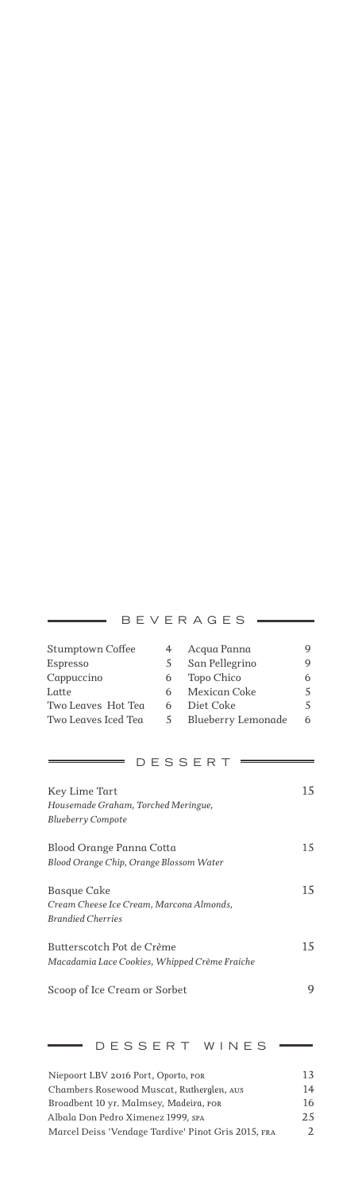## BEVERAGES

| | | | |
|---|---|---|---|
| Stumptown Coffee | 4 | Acqua Panna | 9 |
| Espresso | 5 | San Pellegrino | 9 |
| Cappuccino | 6 | Topo Chico | 6 |
| Latte | 6 | Mexican Coke | 5 |
| Two Leaves Hot Tea | 6 | Diet Coke | 5 |
| Two Leaves Iced Tea | 5 | Blueberry Lemonade | 6 |

## DESSERT

Key Lime Tart 15
*Housemade Graham, Torched Meringue, Blueberry Compote*

Blood Orange Panna Cotta 15
*Blood Orange Chip, Orange Blossom Water*

Basque Cake 15
*Cream Cheese Ice Cream, Marcona Almonds, Brandied Cherries*

Butterscotch Pot de Crème 15
*Macadamia Lace Cookies, Whipped Crème Fraiche*

Scoop of Ice Cream or Sorbet 9

## DESSERT WINES

| | |
|---|---|
| Niepoort LBV 2016 Port, Oporto, POR | 13 |
| Chambers Rosewood Muscat, Rutherglen, AUS | 14 |
| Broadbent 10 yr. Malmsey, Madeira, POR | 16 |
| Albala Don Pedro Ximenez 1999, SPA | 25 |
| Marcel Deiss 'Vendage Tardive' Pinot Gris 2015, FRA | 2 |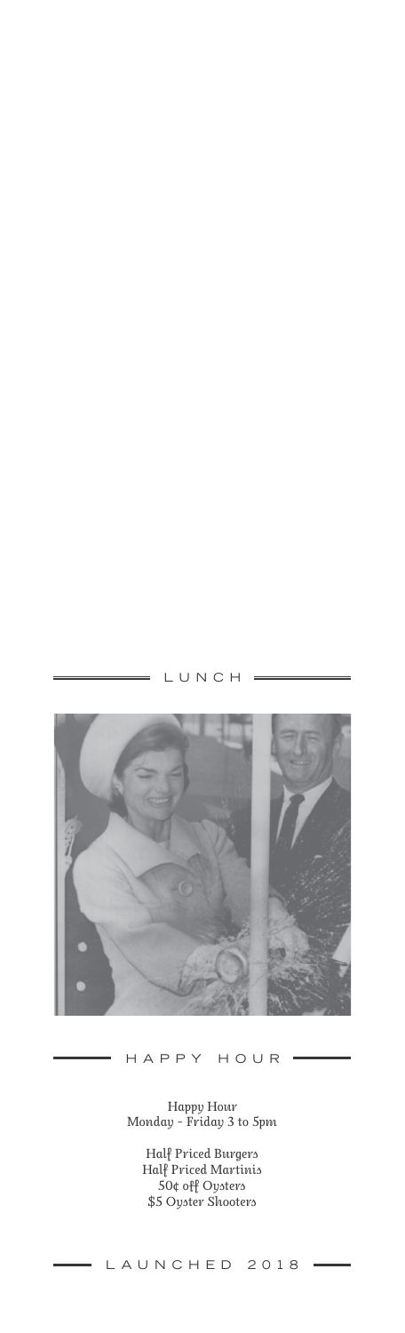## LUNCH

## HAPPY HOUR

*Happy Hour*
*Monday - Friday 3 to 5pm*

*Half Priced Burgers*
*Half Priced Martinis*
*50¢ off Oysters*
*$5 Oyster Shooters*

LAUNCHED 2018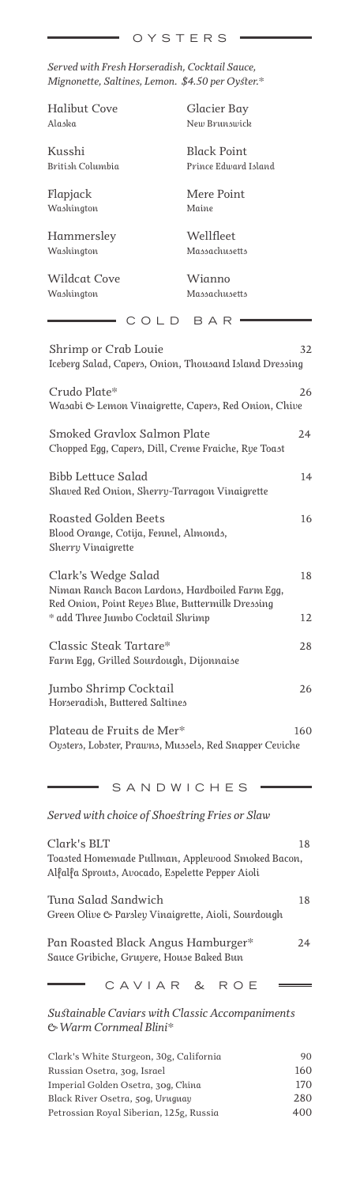## OYSTERS

*Served with Fresh Horseradish, Cocktail Sauce, Mignonette, Saltines, Lemon. $4.50 per Oyster.\**

Halibut Cove
Alaska

Kusshi
British Columbia

Flapjack
Washington

Hammersley
Washington

Wildcat Cove
Washington

Glacier Bay
New Brunswick

Black Point
Prince Edward Island

Mere Point
Maine

Wellfleet
Massachusetts

Wianno
Massachusetts

## COLD BAR

Shrimp or Crab Louie — 32
Iceberg Salad, Capers, Onion, Thousand Island Dressing

Crudo Plate* — 26
Wasabi & Lemon Vinaigrette, Capers, Red Onion, Chive

Smoked Gravlox Salmon Plate — 24
Chopped Egg, Capers, Dill, Creme Fraiche, Rye Toast

Bibb Lettuce Salad — 14
Shaved Red Onion, Sherry-Tarragon Vinaigrette

Roasted Golden Beets — 16
Blood Orange, Cotija, Fennel, Almonds, Sherry Vinaigrette

Clark's Wedge Salad — 18
Niman Ranch Bacon Lardons, Hardboiled Farm Egg, Red Onion, Point Reyes Blue, Buttermilk Dressing
\* add Three Jumbo Cocktail Shrimp — 12

Classic Steak Tartare* — 28
Farm Egg, Grilled Sourdough, Dijonnaise

Jumbo Shrimp Cocktail — 26
Horseradish, Buttered Saltines

Plateau de Fruits de Mer* — 160
Oysters, Lobster, Prawns, Mussels, Red Snapper Ceviche

## SANDWICHES

*Served with choice of Shoestring Fries or Slaw*

Clark's BLT — 18
Toasted Homemade Pullman, Applewood Smoked Bacon, Alfalfa Sprouts, Avocado, Espelette Pepper Aioli

Tuna Salad Sandwich — 18
Green Olive & Parsley Vinaigrette, Aioli, Sourdough

Pan Roasted Black Angus Hamburger* — 24
Sauce Gribiche, Gruyere, House Baked Bun

## CAVIAR & ROE

*Sustainable Caviars with Classic Accompaniments & Warm Cornmeal Blini\**

| | |
|---|---|
| Clark's White Sturgeon, 30g, California | 90 |
| Russian Osetra, 30g, Israel | 160 |
| Imperial Golden Osetra, 30g, China | 170 |
| Black River Osetra, 50g, Uruguay | 280 |
| Petrossian Royal Siberian, 125g, Russia | 400 |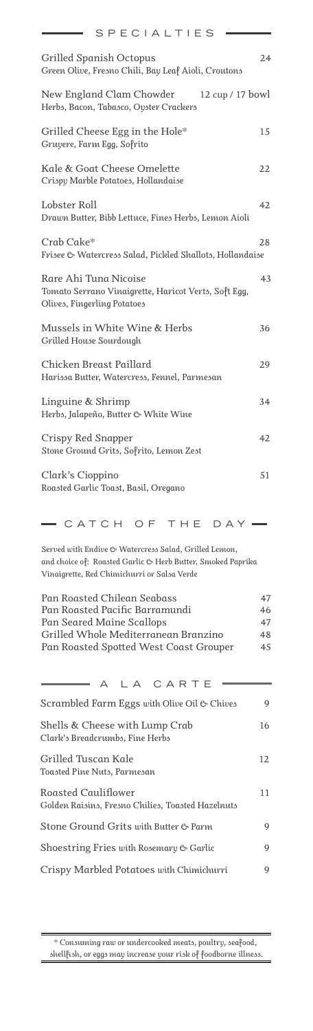## SPECIALTIES

**Grilled Spanish Octopus** 24
*Green Olive, Fresno Chili, Bay Leaf Aioli, Croutons*

**New England Clam Chowder** 12 cup / 17 bowl
*Herbs, Bacon, Tabasco, Oyster Crackers*

**Grilled Cheese Egg in the Hole*** 15
*Gruyere, Farm Egg, Sofrito*

**Kale & Goat Cheese Omelette** 22
*Crispy Marble Potatoes, Hollandaise*

**Lobster Roll** 42
*Drawn Butter, Bibb Lettuce, Fines Herbs, Lemon Aioli*

**Crab Cake*** 28
*Frisee & Watercress Salad, Pickled Shallots, Hollandaise*

**Rare Ahi Tuna Nicoise** 43
*Tomato Serrano Vinaigrette, Haricot Verts, Soft Egg, Olives, Fingerling Potatoes*

**Mussels in White Wine & Herbs** 36
*Grilled House Sourdough*

**Chicken Breast Paillard** 29
*Harissa Butter, Watercress, Fennel, Parmesan*

**Linguine & Shrimp** 34
*Herbs, Jalapeño, Butter & White Wine*

**Crispy Red Snapper** 42
*Stone Ground Grits, Sofrito, Lemon Zest*

**Clark's Cioppino** 51
*Roasted Garlic Toast, Basil, Oregano*

## CATCH OF THE DAY

*Served with Endive & Watercress Salad, Grilled Lemon, and choice of: Roasted Garlic & Herb Butter, Smoked Paprika Vinaigrette, Red Chimichurri or Salsa Verde*

| | |
|---|---|
| Pan Roasted Chilean Seabass | 47 |
| Pan Roasted Pacific Barramundi | 46 |
| Pan Seared Maine Scallops | 47 |
| Grilled Whole Mediterranean Branzino | 48 |
| Pan Roasted Spotted West Coast Grouper | 45 |

## A LA CARTE

**Scrambled Farm Eggs** *with Olive Oil & Chives* 9

**Shells & Cheese with Lump Crab** 16
*Clark's Breadcrumbs, Fine Herbs*

**Grilled Tuscan Kale** 12
*Toasted Pine Nuts, Parmesan*

**Roasted Cauliflower** 11
*Golden Raisins, Fresno Chilies, Toasted Hazelnuts*

**Stone Ground Grits** *with Butter & Parm* 9

**Shoestring Fries** *with Rosemary & Garlic* 9

**Crispy Marbled Potatoes** *with Chimichurri* 9

---

*\* Consuming raw or undercooked meats, poultry, seafood, shellfish, or eggs may increase your risk of foodborne illness.*